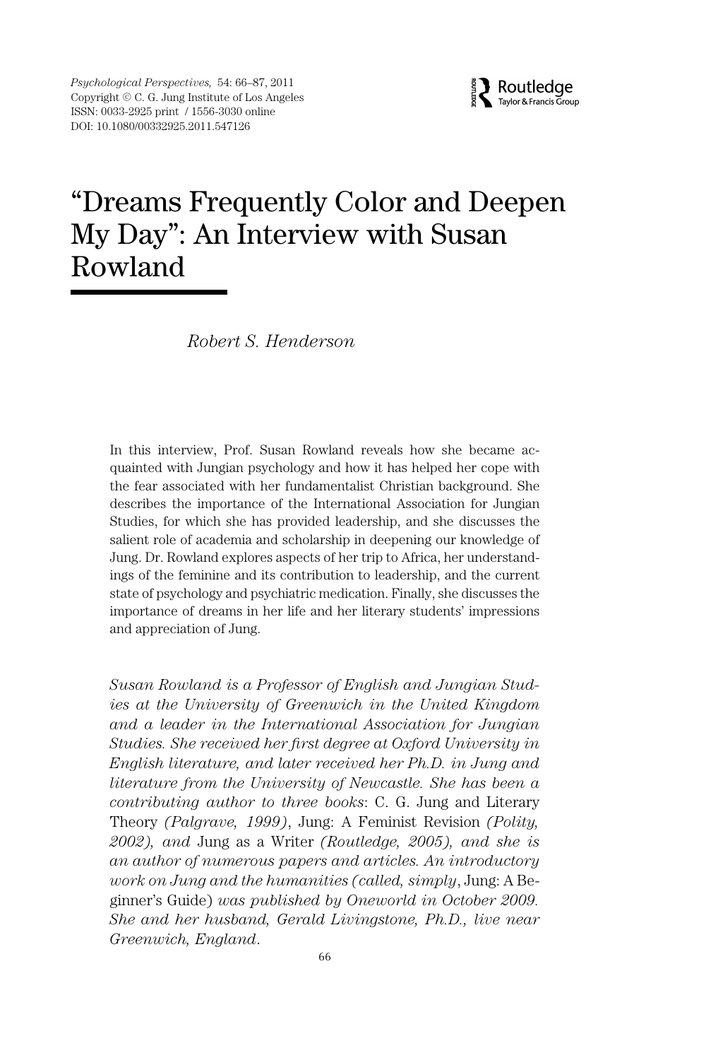# "Dreams Frequently Color and Deepen My Day": An Interview with Susan Rowland

*Robert S. Henderson*

In this interview, Prof. Susan Rowland reveals how she became acquainted with Jungian psychology and how it has helped her cope with the fear associated with her fundamentalist Christian background. She describes the importance of the International Association for Jungian Studies, for which she has provided leadership, and she discusses the salient role of academia and scholarship in deepening our knowledge of Jung. Dr. Rowland explores aspects of her trip to Africa, her understandings of the feminine and its contribution to leadership, and the current state of psychology and psychiatric medication. Finally, she discusses the importance of dreams in her life and her literary students' impressions and appreciation of Jung.

*Susan Rowland is a Professor of English and Jungian Studies at the University of Greenwich in the United Kingdom and a leader in the International Association for Jungian Studies. She received her first degree at Oxford University in English literature, and later received her Ph.D. in Jung and literature from the University of Newcastle. She has been a contributing author to three books*: C. G. Jung and Literary Theory *(Palgrave, 1999)*, Jung: A Feminist Revision *(Polity, 2002), and* Jung as a Writer *(Routledge, 2005), and she is an author of numerous papers and articles. An introductory work on Jung and the humanities (called, simply*, Jung: A Beginner's Guide) *was published by Oneworld in October 2009. She and her husband, Gerald Livingstone, Ph.D., live near Greenwich, England*.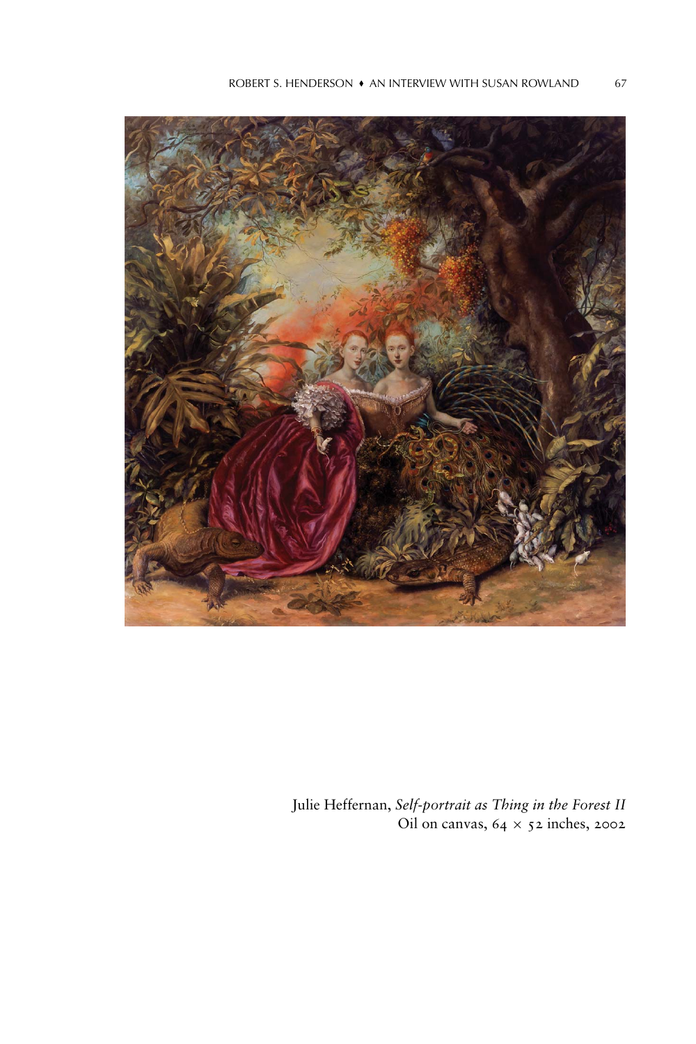Julie Heffernan, *Self-portrait as Thing in the Forest II*
Oil on canvas, 64 × 52 inches, 2002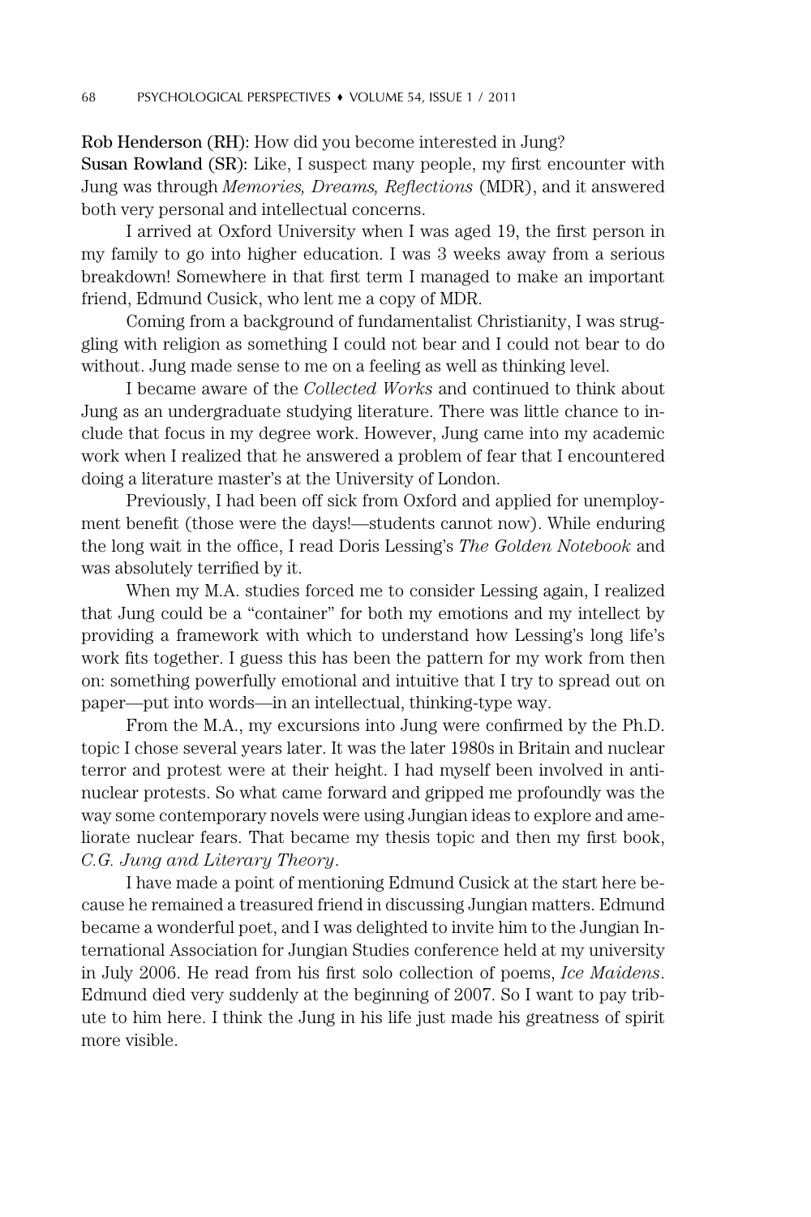**Rob Henderson (RH):** How did you become interested in Jung?

**Susan Rowland (SR):** Like, I suspect many people, my first encounter with Jung was through *Memories, Dreams, Reflections* (MDR), and it answered both very personal and intellectual concerns.

I arrived at Oxford University when I was aged 19, the first person in my family to go into higher education. I was 3 weeks away from a serious breakdown! Somewhere in that first term I managed to make an important friend, Edmund Cusick, who lent me a copy of MDR.

Coming from a background of fundamentalist Christianity, I was struggling with religion as something I could not bear and I could not bear to do without. Jung made sense to me on a feeling as well as thinking level.

I became aware of the *Collected Works* and continued to think about Jung as an undergraduate studying literature. There was little chance to include that focus in my degree work. However, Jung came into my academic work when I realized that he answered a problem of fear that I encountered doing a literature master's at the University of London.

Previously, I had been off sick from Oxford and applied for unemployment benefit (those were the days!—students cannot now). While enduring the long wait in the office, I read Doris Lessing's *The Golden Notebook* and was absolutely terrified by it.

When my M.A. studies forced me to consider Lessing again, I realized that Jung could be a "container" for both my emotions and my intellect by providing a framework with which to understand how Lessing's long life's work fits together. I guess this has been the pattern for my work from then on: something powerfully emotional and intuitive that I try to spread out on paper—put into words—in an intellectual, thinking-type way.

From the M.A., my excursions into Jung were confirmed by the Ph.D. topic I chose several years later. It was the later 1980s in Britain and nuclear terror and protest were at their height. I had myself been involved in antinuclear protests. So what came forward and gripped me profoundly was the way some contemporary novels were using Jungian ideas to explore and ameliorate nuclear fears. That became my thesis topic and then my first book, *C.G. Jung and Literary Theory*.

I have made a point of mentioning Edmund Cusick at the start here because he remained a treasured friend in discussing Jungian matters. Edmund became a wonderful poet, and I was delighted to invite him to the Jungian International Association for Jungian Studies conference held at my university in July 2006. He read from his first solo collection of poems, *Ice Maidens*. Edmund died very suddenly at the beginning of 2007. So I want to pay tribute to him here. I think the Jung in his life just made his greatness of spirit more visible.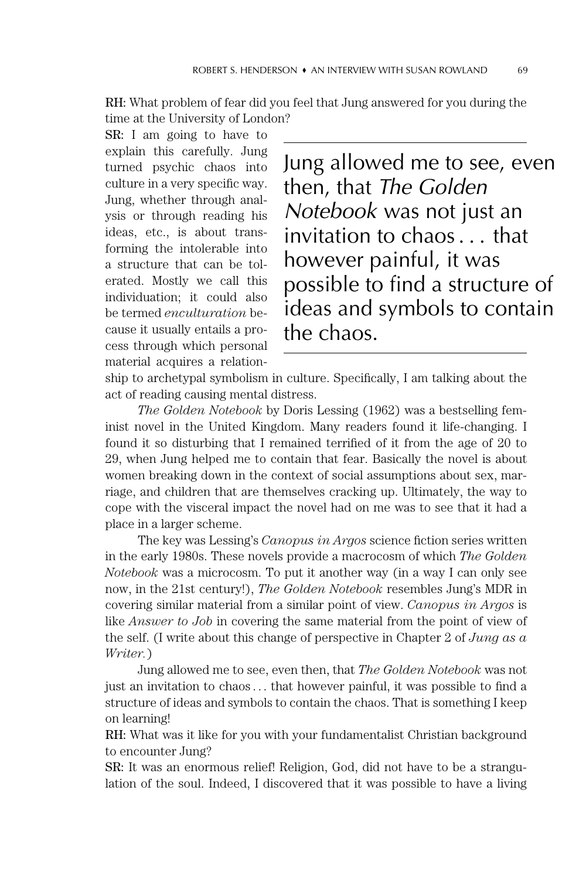**RH:** What problem of fear did you feel that Jung answered for you during the time at the University of London?

**SR:** I am going to have to explain this carefully. Jung turned psychic chaos into culture in a very specific way. Jung, whether through analysis or through reading his ideas, etc., is about transforming the intolerable into a structure that can be tolerated. Mostly we call this individuation; it could also be termed *enculturation* because it usually entails a process through which personal material acquires a relationship to archetypal symbolism in culture. Specifically, I am talking about the act of reading causing mental distress.

> Jung allowed me to see, even then, that *The Golden Notebook* was not just an invitation to chaos . . . that however painful, it was possible to find a structure of ideas and symbols to contain the chaos.

*The Golden Notebook* by Doris Lessing (1962) was a bestselling feminist novel in the United Kingdom. Many readers found it life-changing. I found it so disturbing that I remained terrified of it from the age of 20 to 29, when Jung helped me to contain that fear. Basically the novel is about women breaking down in the context of social assumptions about sex, marriage, and children that are themselves cracking up. Ultimately, the way to cope with the visceral impact the novel had on me was to see that it had a place in a larger scheme.

The key was Lessing's *Canopus in Argos* science fiction series written in the early 1980s. These novels provide a macrocosm of which *The Golden Notebook* was a microcosm. To put it another way (in a way I can only see now, in the 21st century!), *The Golden Notebook* resembles Jung's MDR in covering similar material from a similar point of view. *Canopus in Argos* is like *Answer to Job* in covering the same material from the point of view of the self. (I write about this change of perspective in Chapter 2 of *Jung as a Writer.*)

Jung allowed me to see, even then, that *The Golden Notebook* was not just an invitation to chaos . . . that however painful, it was possible to find a structure of ideas and symbols to contain the chaos. That is something I keep on learning!

**RH:** What was it like for you with your fundamentalist Christian background to encounter Jung?

**SR:** It was an enormous relief! Religion, God, did not have to be a strangulation of the soul. Indeed, I discovered that it was possible to have a living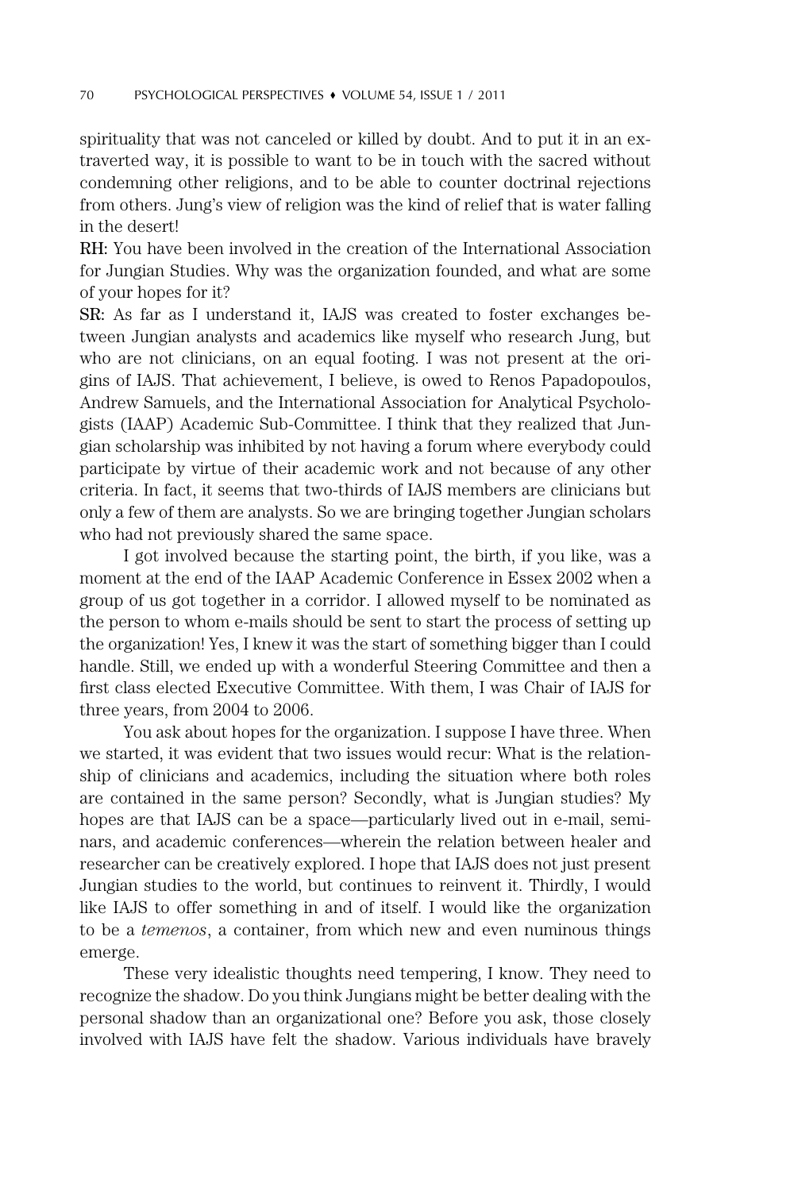spirituality that was not canceled or killed by doubt. And to put it in an extraverted way, it is possible to want to be in touch with the sacred without condemning other religions, and to be able to counter doctrinal rejections from others. Jung's view of religion was the kind of relief that is water falling in the desert!

**RH:** You have been involved in the creation of the International Association for Jungian Studies. Why was the organization founded, and what are some of your hopes for it?

**SR:** As far as I understand it, IAJS was created to foster exchanges between Jungian analysts and academics like myself who research Jung, but who are not clinicians, on an equal footing. I was not present at the origins of IAJS. That achievement, I believe, is owed to Renos Papadopoulos, Andrew Samuels, and the International Association for Analytical Psychologists (IAAP) Academic Sub-Committee. I think that they realized that Jungian scholarship was inhibited by not having a forum where everybody could participate by virtue of their academic work and not because of any other criteria. In fact, it seems that two-thirds of IAJS members are clinicians but only a few of them are analysts. So we are bringing together Jungian scholars who had not previously shared the same space.

I got involved because the starting point, the birth, if you like, was a moment at the end of the IAAP Academic Conference in Essex 2002 when a group of us got together in a corridor. I allowed myself to be nominated as the person to whom e-mails should be sent to start the process of setting up the organization! Yes, I knew it was the start of something bigger than I could handle. Still, we ended up with a wonderful Steering Committee and then a first class elected Executive Committee. With them, I was Chair of IAJS for three years, from 2004 to 2006.

You ask about hopes for the organization. I suppose I have three. When we started, it was evident that two issues would recur: What is the relationship of clinicians and academics, including the situation where both roles are contained in the same person? Secondly, what is Jungian studies? My hopes are that IAJS can be a space—particularly lived out in e-mail, seminars, and academic conferences—wherein the relation between healer and researcher can be creatively explored. I hope that IAJS does not just present Jungian studies to the world, but continues to reinvent it. Thirdly, I would like IAJS to offer something in and of itself. I would like the organization to be a *temenos*, a container, from which new and even numinous things emerge.

These very idealistic thoughts need tempering, I know. They need to recognize the shadow. Do you think Jungians might be better dealing with the personal shadow than an organizational one? Before you ask, those closely involved with IAJS have felt the shadow. Various individuals have bravely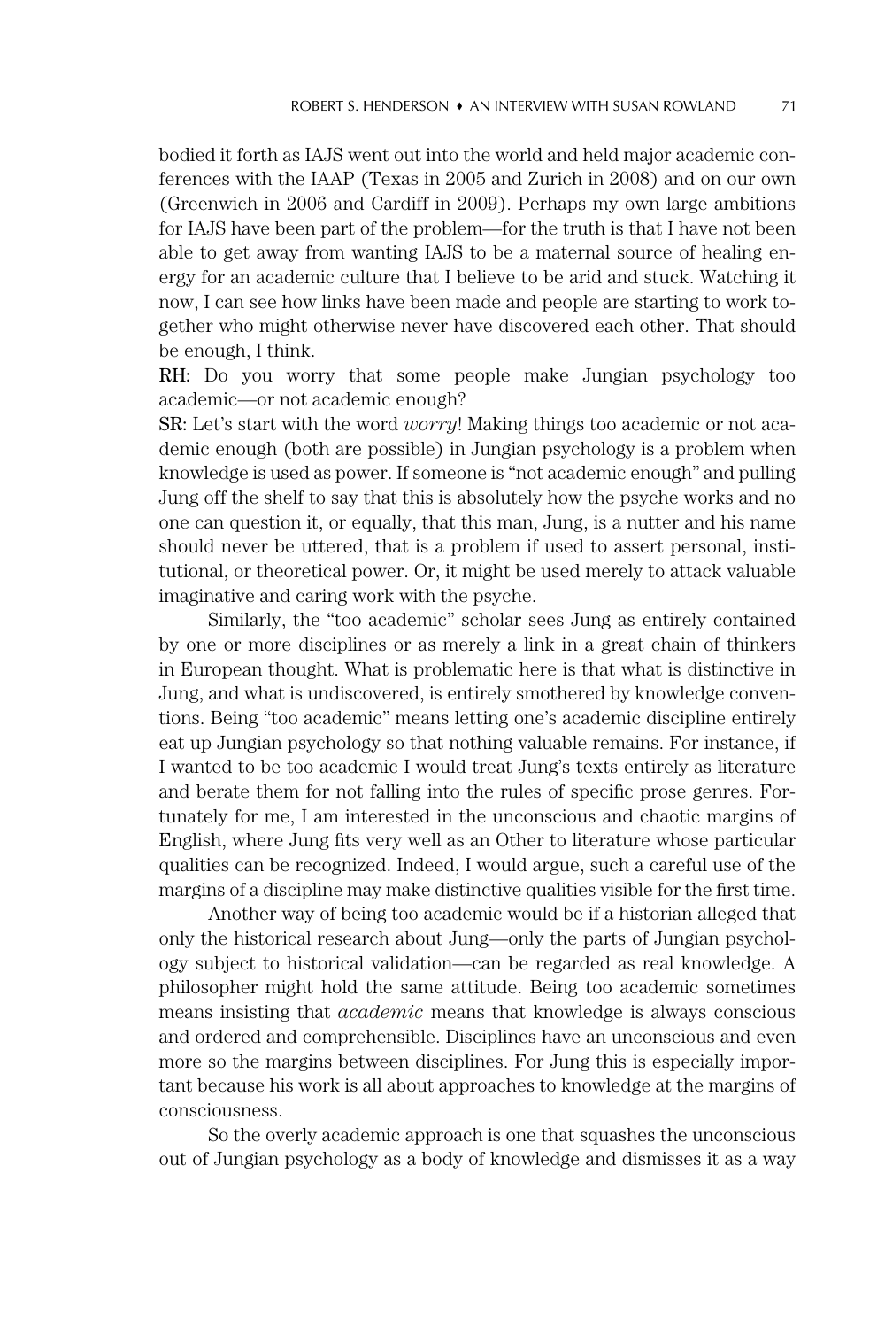bodied it forth as IAJS went out into the world and held major academic conferences with the IAAP (Texas in 2005 and Zurich in 2008) and on our own (Greenwich in 2006 and Cardiff in 2009). Perhaps my own large ambitions for IAJS have been part of the problem—for the truth is that I have not been able to get away from wanting IAJS to be a maternal source of healing energy for an academic culture that I believe to be arid and stuck. Watching it now, I can see how links have been made and people are starting to work together who might otherwise never have discovered each other. That should be enough, I think.

**RH:** Do you worry that some people make Jungian psychology too academic—or not academic enough?

**SR:** Let's start with the word *worry*! Making things too academic or not academic enough (both are possible) in Jungian psychology is a problem when knowledge is used as power. If someone is "not academic enough" and pulling Jung off the shelf to say that this is absolutely how the psyche works and no one can question it, or equally, that this man, Jung, is a nutter and his name should never be uttered, that is a problem if used to assert personal, institutional, or theoretical power. Or, it might be used merely to attack valuable imaginative and caring work with the psyche.

Similarly, the "too academic" scholar sees Jung as entirely contained by one or more disciplines or as merely a link in a great chain of thinkers in European thought. What is problematic here is that what is distinctive in Jung, and what is undiscovered, is entirely smothered by knowledge conventions. Being "too academic" means letting one's academic discipline entirely eat up Jungian psychology so that nothing valuable remains. For instance, if I wanted to be too academic I would treat Jung's texts entirely as literature and berate them for not falling into the rules of specific prose genres. Fortunately for me, I am interested in the unconscious and chaotic margins of English, where Jung fits very well as an Other to literature whose particular qualities can be recognized. Indeed, I would argue, such a careful use of the margins of a discipline may make distinctive qualities visible for the first time.

Another way of being too academic would be if a historian alleged that only the historical research about Jung—only the parts of Jungian psychology subject to historical validation—can be regarded as real knowledge. A philosopher might hold the same attitude. Being too academic sometimes means insisting that *academic* means that knowledge is always conscious and ordered and comprehensible. Disciplines have an unconscious and even more so the margins between disciplines. For Jung this is especially important because his work is all about approaches to knowledge at the margins of consciousness.

So the overly academic approach is one that squashes the unconscious out of Jungian psychology as a body of knowledge and dismisses it as a way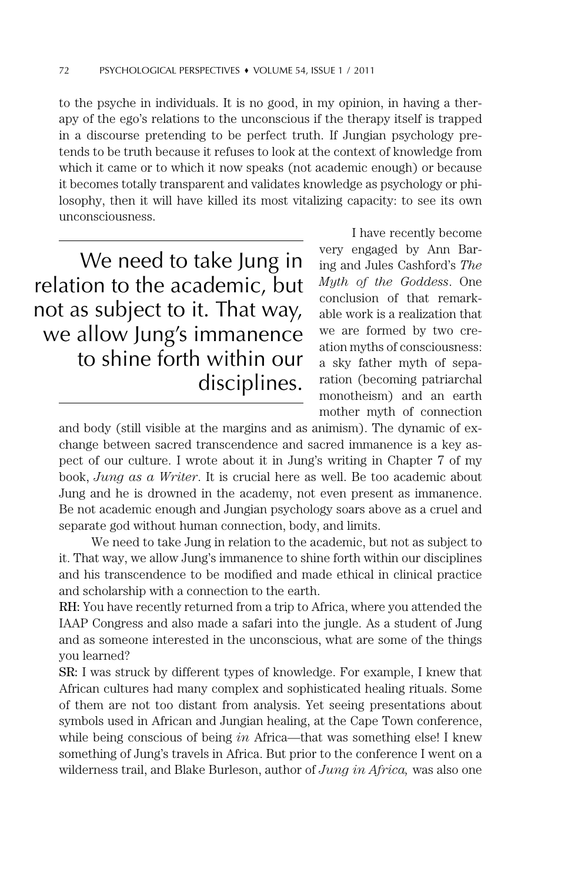to the psyche in individuals. It is no good, in my opinion, in having a therapy of the ego's relations to the unconscious if the therapy itself is trapped in a discourse pretending to be perfect truth. If Jungian psychology pretends to be truth because it refuses to look at the context of knowledge from which it came or to which it now speaks (not academic enough) or because it becomes totally transparent and validates knowledge as psychology or philosophy, then it will have killed its most vitalizing capacity: to see its own unconsciousness.

> We need to take Jung in relation to the academic, but not as subject to it. That way, we allow Jung's immanence to shine forth within our disciplines.

I have recently become very engaged by Ann Baring and Jules Cashford's *The Myth of the Goddess*. One conclusion of that remarkable work is a realization that we are formed by two creation myths of consciousness: a sky father myth of separation (becoming patriarchal monotheism) and an earth mother myth of connection and body (still visible at the margins and as animism). The dynamic of exchange between sacred transcendence and sacred immanence is a key aspect of our culture. I wrote about it in Jung's writing in Chapter 7 of my book, *Jung as a Writer*. It is crucial here as well. Be too academic about Jung and he is drowned in the academy, not even present as immanence. Be not academic enough and Jungian psychology soars above as a cruel and separate god without human connection, body, and limits.

We need to take Jung in relation to the academic, but not as subject to it. That way, we allow Jung's immanence to shine forth within our disciplines and his transcendence to be modified and made ethical in clinical practice and scholarship with a connection to the earth.

**RH:** You have recently returned from a trip to Africa, where you attended the IAAP Congress and also made a safari into the jungle. As a student of Jung and as someone interested in the unconscious, what are some of the things you learned?

**SR:** I was struck by different types of knowledge. For example, I knew that African cultures had many complex and sophisticated healing rituals. Some of them are not too distant from analysis. Yet seeing presentations about symbols used in African and Jungian healing, at the Cape Town conference, while being conscious of being *in* Africa—that was something else! I knew something of Jung's travels in Africa. But prior to the conference I went on a wilderness trail, and Blake Burleson, author of *Jung in Africa,* was also one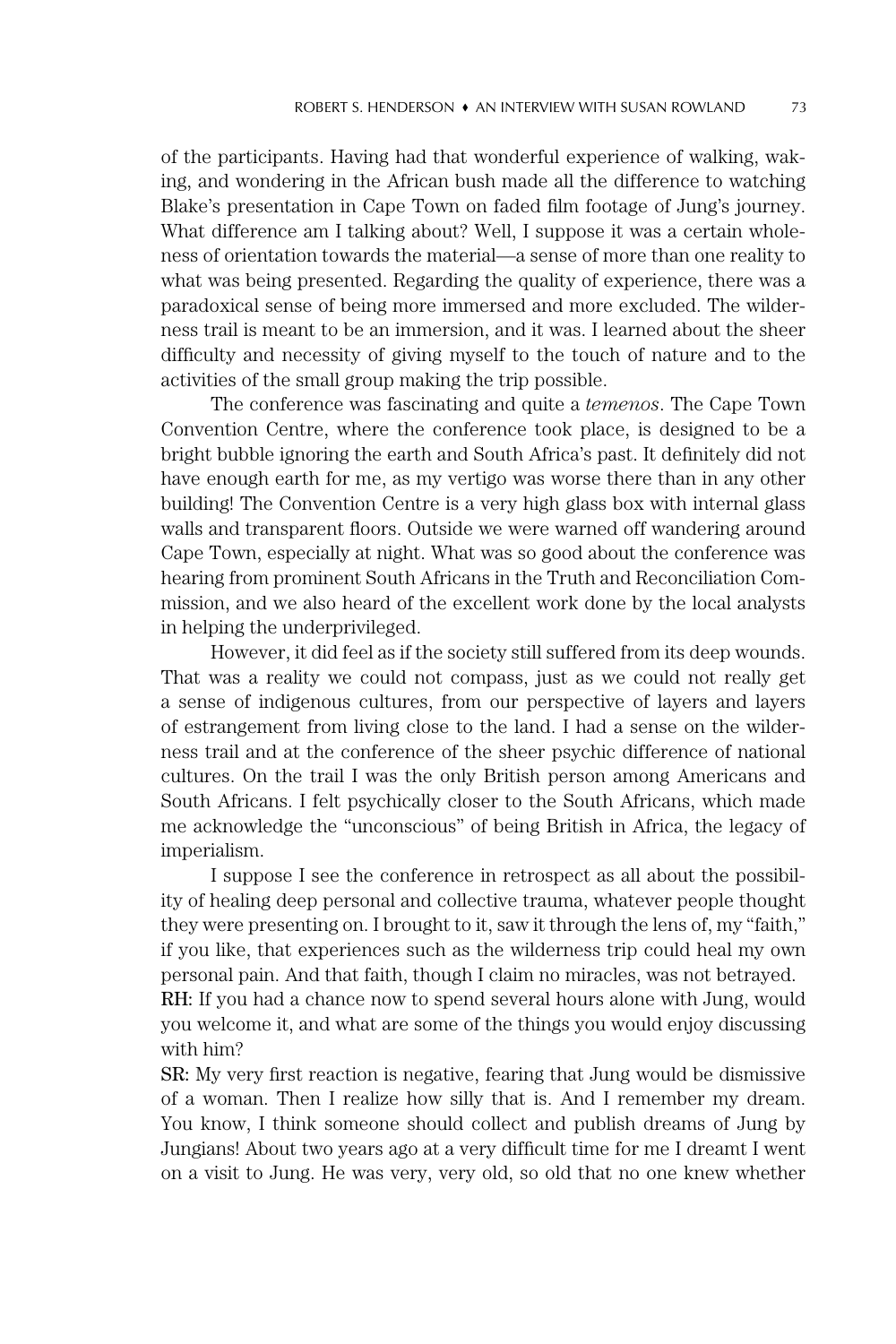of the participants. Having had that wonderful experience of walking, waking, and wondering in the African bush made all the difference to watching Blake's presentation in Cape Town on faded film footage of Jung's journey. What difference am I talking about? Well, I suppose it was a certain wholeness of orientation towards the material—a sense of more than one reality to what was being presented. Regarding the quality of experience, there was a paradoxical sense of being more immersed and more excluded. The wilderness trail is meant to be an immersion, and it was. I learned about the sheer difficulty and necessity of giving myself to the touch of nature and to the activities of the small group making the trip possible.

The conference was fascinating and quite a *temenos*. The Cape Town Convention Centre, where the conference took place, is designed to be a bright bubble ignoring the earth and South Africa's past. It definitely did not have enough earth for me, as my vertigo was worse there than in any other building! The Convention Centre is a very high glass box with internal glass walls and transparent floors. Outside we were warned off wandering around Cape Town, especially at night. What was so good about the conference was hearing from prominent South Africans in the Truth and Reconciliation Commission, and we also heard of the excellent work done by the local analysts in helping the underprivileged.

However, it did feel as if the society still suffered from its deep wounds. That was a reality we could not compass, just as we could not really get a sense of indigenous cultures, from our perspective of layers and layers of estrangement from living close to the land. I had a sense on the wilderness trail and at the conference of the sheer psychic difference of national cultures. On the trail I was the only British person among Americans and South Africans. I felt psychically closer to the South Africans, which made me acknowledge the "unconscious" of being British in Africa, the legacy of imperialism.

I suppose I see the conference in retrospect as all about the possibility of healing deep personal and collective trauma, whatever people thought they were presenting on. I brought to it, saw it through the lens of, my "faith," if you like, that experiences such as the wilderness trip could heal my own personal pain. And that faith, though I claim no miracles, was not betrayed.

**RH:** If you had a chance now to spend several hours alone with Jung, would you welcome it, and what are some of the things you would enjoy discussing with him?

**SR:** My very first reaction is negative, fearing that Jung would be dismissive of a woman. Then I realize how silly that is. And I remember my dream. You know, I think someone should collect and publish dreams of Jung by Jungians! About two years ago at a very difficult time for me I dreamt I went on a visit to Jung. He was very, very old, so old that no one knew whether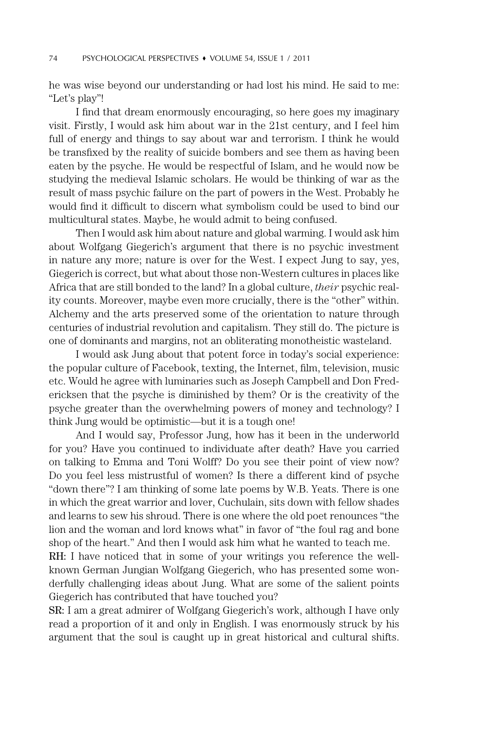he was wise beyond our understanding or had lost his mind. He said to me: "Let's play"!

I find that dream enormously encouraging, so here goes my imaginary visit. Firstly, I would ask him about war in the 21st century, and I feel him full of energy and things to say about war and terrorism. I think he would be transfixed by the reality of suicide bombers and see them as having been eaten by the psyche. He would be respectful of Islam, and he would now be studying the medieval Islamic scholars. He would be thinking of war as the result of mass psychic failure on the part of powers in the West. Probably he would find it difficult to discern what symbolism could be used to bind our multicultural states. Maybe, he would admit to being confused.

Then I would ask him about nature and global warming. I would ask him about Wolfgang Giegerich's argument that there is no psychic investment in nature any more; nature is over for the West. I expect Jung to say, yes, Giegerich is correct, but what about those non-Western cultures in places like Africa that are still bonded to the land? In a global culture, *their* psychic reality counts. Moreover, maybe even more crucially, there is the "other" within. Alchemy and the arts preserved some of the orientation to nature through centuries of industrial revolution and capitalism. They still do. The picture is one of dominants and margins, not an obliterating monotheistic wasteland.

I would ask Jung about that potent force in today's social experience: the popular culture of Facebook, texting, the Internet, film, television, music etc. Would he agree with luminaries such as Joseph Campbell and Don Fredericksen that the psyche is diminished by them? Or is the creativity of the psyche greater than the overwhelming powers of money and technology? I think Jung would be optimistic—but it is a tough one!

And I would say, Professor Jung, how has it been in the underworld for you? Have you continued to individuate after death? Have you carried on talking to Emma and Toni Wolff? Do you see their point of view now? Do you feel less mistrustful of women? Is there a different kind of psyche "down there"? I am thinking of some late poems by W.B. Yeats. There is one in which the great warrior and lover, Cuchulain, sits down with fellow shades and learns to sew his shroud. There is one where the old poet renounces "the lion and the woman and lord knows what" in favor of "the foul rag and bone shop of the heart." And then I would ask him what he wanted to teach me.

**RH:** I have noticed that in some of your writings you reference the well-known German Jungian Wolfgang Giegerich, who has presented some wonderfully challenging ideas about Jung. What are some of the salient points Giegerich has contributed that have touched you?

**SR:** I am a great admirer of Wolfgang Giegerich's work, although I have only read a proportion of it and only in English. I was enormously struck by his argument that the soul is caught up in great historical and cultural shifts.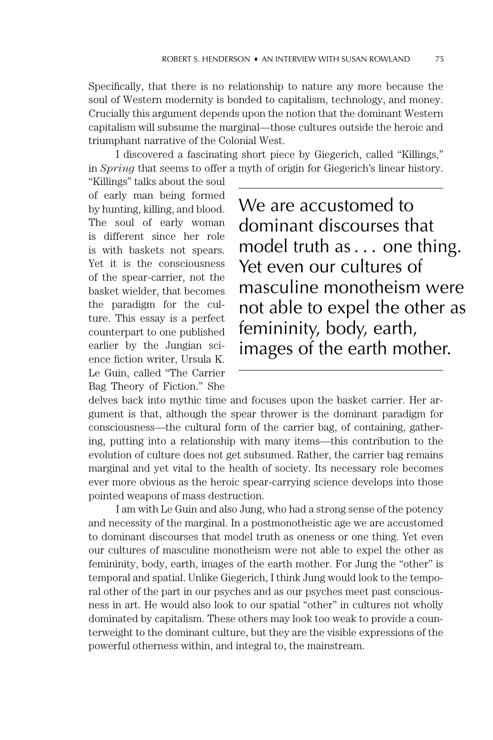Specifically, that there is no relationship to nature any more because the soul of Western modernity is bonded to capitalism, technology, and money. Crucially this argument depends upon the notion that the dominant Western capitalism will subsume the marginal—those cultures outside the heroic and triumphant narrative of the Colonial West.

I discovered a fascinating short piece by Giegerich, called "Killings," in *Spring* that seems to offer a myth of origin for Giegerich's linear history. "Killings" talks about the soul of early man being formed by hunting, killing, and blood. The soul of early woman is different since her role is with baskets not spears. Yet it is the consciousness of the spear-carrier, not the basket wielder, that becomes the paradigm for the culture. This essay is a perfect counterpart to one published earlier by the Jungian science fiction writer, Ursula K. Le Guin, called "The Carrier Bag Theory of Fiction." She delves back into mythic time and focuses upon the basket carrier. Her argument is that, although the spear thrower is the dominant paradigm for consciousness—the cultural form of the carrier bag, of containing, gathering, putting into a relationship with many items—this contribution to the evolution of culture does not get subsumed. Rather, the carrier bag remains marginal and yet vital to the health of society. Its necessary role becomes ever more obvious as the heroic spear-carrying science develops into those pointed weapons of mass destruction.

> We are accustomed to dominant discourses that model truth as . . . one thing. Yet even our cultures of masculine monotheism were not able to expel the other as femininity, body, earth, images of the earth mother.

I am with Le Guin and also Jung, who had a strong sense of the potency and necessity of the marginal. In a postmonotheistic age we are accustomed to dominant discourses that model truth as oneness or one thing. Yet even our cultures of masculine monotheism were not able to expel the other as femininity, body, earth, images of the earth mother. For Jung the "other" is temporal and spatial. Unlike Giegerich, I think Jung would look to the temporal other of the part in our psyches and as our psyches meet past consciousness in art. He would also look to our spatial "other" in cultures not wholly dominated by capitalism. These others may look too weak to provide a counterweight to the dominant culture, but they are the visible expressions of the powerful otherness within, and integral to, the mainstream.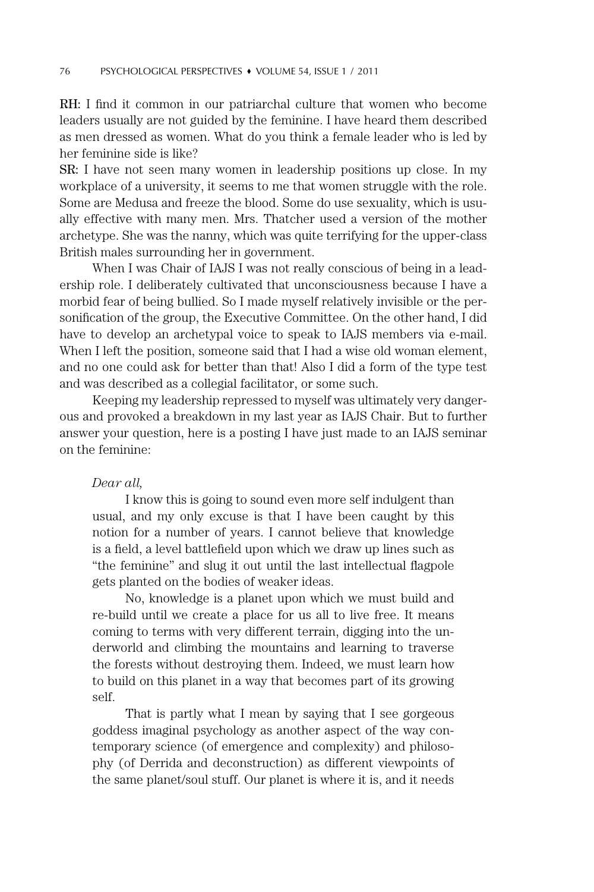**RH:** I find it common in our patriarchal culture that women who become leaders usually are not guided by the feminine. I have heard them described as men dressed as women. What do you think a female leader who is led by her feminine side is like?

**SR:** I have not seen many women in leadership positions up close. In my workplace of a university, it seems to me that women struggle with the role. Some are Medusa and freeze the blood. Some do use sexuality, which is usually effective with many men. Mrs. Thatcher used a version of the mother archetype. She was the nanny, which was quite terrifying for the upper-class British males surrounding her in government.

When I was Chair of IAJS I was not really conscious of being in a leadership role. I deliberately cultivated that unconsciousness because I have a morbid fear of being bullied. So I made myself relatively invisible or the personification of the group, the Executive Committee. On the other hand, I did have to develop an archetypal voice to speak to IAJS members via e-mail. When I left the position, someone said that I had a wise old woman element, and no one could ask for better than that! Also I did a form of the type test and was described as a collegial facilitator, or some such.

Keeping my leadership repressed to myself was ultimately very dangerous and provoked a breakdown in my last year as IAJS Chair. But to further answer your question, here is a posting I have just made to an IAJS seminar on the feminine:

> *Dear all,*
>
> I know this is going to sound even more self indulgent than usual, and my only excuse is that I have been caught by this notion for a number of years. I cannot believe that knowledge is a field, a level battlefield upon which we draw up lines such as "the feminine" and slug it out until the last intellectual flagpole gets planted on the bodies of weaker ideas.
>
> No, knowledge is a planet upon which we must build and re-build until we create a place for us all to live free. It means coming to terms with very different terrain, digging into the underworld and climbing the mountains and learning to traverse the forests without destroying them. Indeed, we must learn how to build on this planet in a way that becomes part of its growing self.
>
> That is partly what I mean by saying that I see gorgeous goddess imaginal psychology as another aspect of the way contemporary science (of emergence and complexity) and philosophy (of Derrida and deconstruction) as different viewpoints of the same planet/soul stuff. Our planet is where it is, and it needs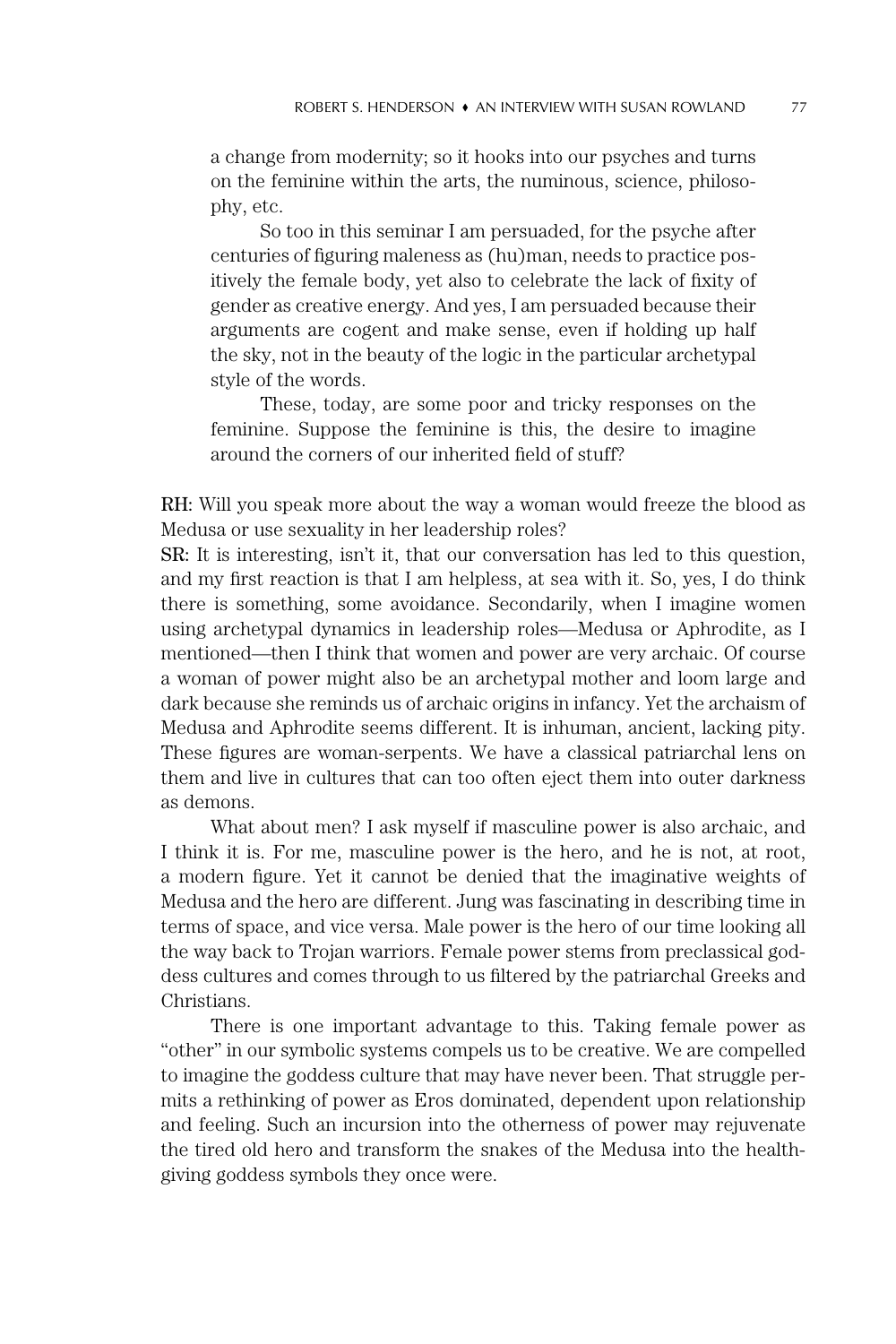> a change from modernity; so it hooks into our psyches and turns on the feminine within the arts, the numinous, science, philosophy, etc.
>
> So too in this seminar I am persuaded, for the psyche after centuries of figuring maleness as (hu)man, needs to practice positively the female body, yet also to celebrate the lack of fixity of gender as creative energy. And yes, I am persuaded because their arguments are cogent and make sense, even if holding up half the sky, not in the beauty of the logic in the particular archetypal style of the words.
>
> These, today, are some poor and tricky responses on the feminine. Suppose the feminine is this, the desire to imagine around the corners of our inherited field of stuff?

**RH:** Will you speak more about the way a woman would freeze the blood as Medusa or use sexuality in her leadership roles?

**SR:** It is interesting, isn't it, that our conversation has led to this question, and my first reaction is that I am helpless, at sea with it. So, yes, I do think there is something, some avoidance. Secondarily, when I imagine women using archetypal dynamics in leadership roles—Medusa or Aphrodite, as I mentioned—then I think that women and power are very archaic. Of course a woman of power might also be an archetypal mother and loom large and dark because she reminds us of archaic origins in infancy. Yet the archaism of Medusa and Aphrodite seems different. It is inhuman, ancient, lacking pity. These figures are woman-serpents. We have a classical patriarchal lens on them and live in cultures that can too often eject them into outer darkness as demons.

What about men? I ask myself if masculine power is also archaic, and I think it is. For me, masculine power is the hero, and he is not, at root, a modern figure. Yet it cannot be denied that the imaginative weights of Medusa and the hero are different. Jung was fascinating in describing time in terms of space, and vice versa. Male power is the hero of our time looking all the way back to Trojan warriors. Female power stems from preclassical goddess cultures and comes through to us filtered by the patriarchal Greeks and Christians.

There is one important advantage to this. Taking female power as "other" in our symbolic systems compels us to be creative. We are compelled to imagine the goddess culture that may have never been. That struggle permits a rethinking of power as Eros dominated, dependent upon relationship and feeling. Such an incursion into the otherness of power may rejuvenate the tired old hero and transform the snakes of the Medusa into the health-giving goddess symbols they once were.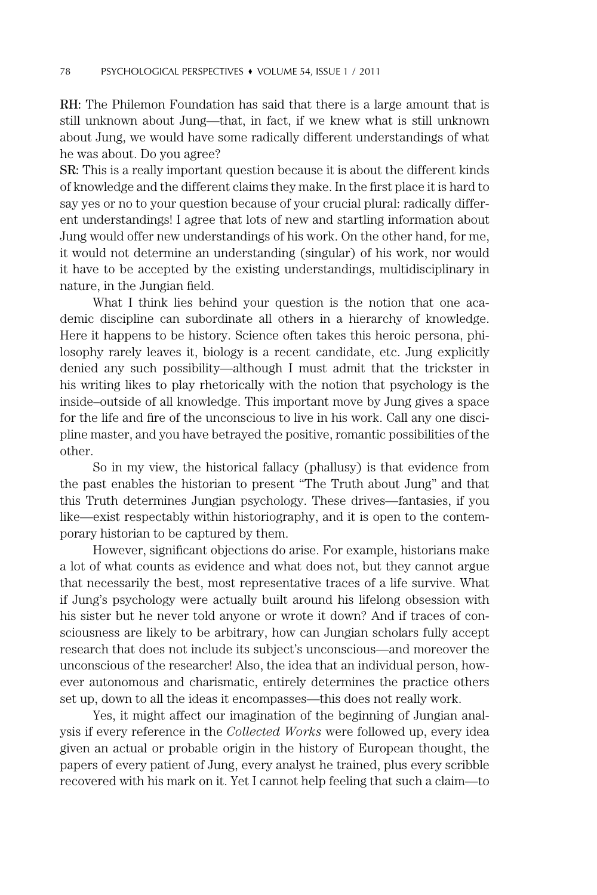**RH:** The Philemon Foundation has said that there is a large amount that is still unknown about Jung—that, in fact, if we knew what is still unknown about Jung, we would have some radically different understandings of what he was about. Do you agree?

**SR:** This is a really important question because it is about the different kinds of knowledge and the different claims they make. In the first place it is hard to say yes or no to your question because of your crucial plural: radically different understandings! I agree that lots of new and startling information about Jung would offer new understandings of his work. On the other hand, for me, it would not determine an understanding (singular) of his work, nor would it have to be accepted by the existing understandings, multidisciplinary in nature, in the Jungian field.

What I think lies behind your question is the notion that one academic discipline can subordinate all others in a hierarchy of knowledge. Here it happens to be history. Science often takes this heroic persona, philosophy rarely leaves it, biology is a recent candidate, etc. Jung explicitly denied any such possibility—although I must admit that the trickster in his writing likes to play rhetorically with the notion that psychology is the inside–outside of all knowledge. This important move by Jung gives a space for the life and fire of the unconscious to live in his work. Call any one discipline master, and you have betrayed the positive, romantic possibilities of the other.

So in my view, the historical fallacy (phallusy) is that evidence from the past enables the historian to present "The Truth about Jung" and that this Truth determines Jungian psychology. These drives—fantasies, if you like—exist respectably within historiography, and it is open to the contemporary historian to be captured by them.

However, significant objections do arise. For example, historians make a lot of what counts as evidence and what does not, but they cannot argue that necessarily the best, most representative traces of a life survive. What if Jung's psychology were actually built around his lifelong obsession with his sister but he never told anyone or wrote it down? And if traces of consciousness are likely to be arbitrary, how can Jungian scholars fully accept research that does not include its subject's unconscious—and moreover the unconscious of the researcher! Also, the idea that an individual person, however autonomous and charismatic, entirely determines the practice others set up, down to all the ideas it encompasses—this does not really work.

Yes, it might affect our imagination of the beginning of Jungian analysis if every reference in the *Collected Works* were followed up, every idea given an actual or probable origin in the history of European thought, the papers of every patient of Jung, every analyst he trained, plus every scribble recovered with his mark on it. Yet I cannot help feeling that such a claim—to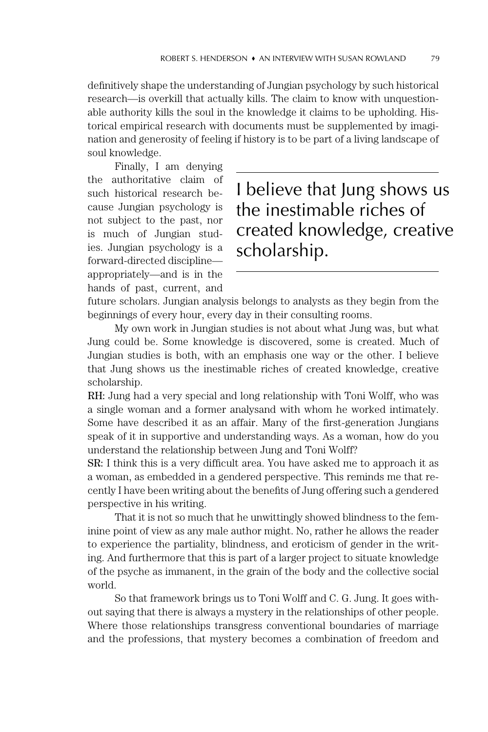definitively shape the understanding of Jungian psychology by such historical research—is overkill that actually kills. The claim to know with unquestionable authority kills the soul in the knowledge it claims to be upholding. Historical empirical research with documents must be supplemented by imagination and generosity of feeling if history is to be part of a living landscape of soul knowledge.

Finally, I am denying the authoritative claim of such historical research because Jungian psychology is not subject to the past, nor is much of Jungian studies. Jungian psychology is a forward-directed discipline—appropriately—and is in the hands of past, current, and future scholars. Jungian analysis belongs to analysts as they begin from the beginnings of every hour, every day in their consulting rooms.

> I believe that Jung shows us the inestimable riches of created knowledge, creative scholarship.

My own work in Jungian studies is not about what Jung was, but what Jung could be. Some knowledge is discovered, some is created. Much of Jungian studies is both, with an emphasis one way or the other. I believe that Jung shows us the inestimable riches of created knowledge, creative scholarship.

**RH:** Jung had a very special and long relationship with Toni Wolff, who was a single woman and a former analysand with whom he worked intimately. Some have described it as an affair. Many of the first-generation Jungians speak of it in supportive and understanding ways. As a woman, how do you understand the relationship between Jung and Toni Wolff?

**SR:** I think this is a very difficult area. You have asked me to approach it as a woman, as embedded in a gendered perspective. This reminds me that recently I have been writing about the benefits of Jung offering such a gendered perspective in his writing.

That it is not so much that he unwittingly showed blindness to the feminine point of view as any male author might. No, rather he allows the reader to experience the partiality, blindness, and eroticism of gender in the writing. And furthermore that this is part of a larger project to situate knowledge of the psyche as immanent, in the grain of the body and the collective social world.

So that framework brings us to Toni Wolff and C. G. Jung. It goes without saying that there is always a mystery in the relationships of other people. Where those relationships transgress conventional boundaries of marriage and the professions, that mystery becomes a combination of freedom and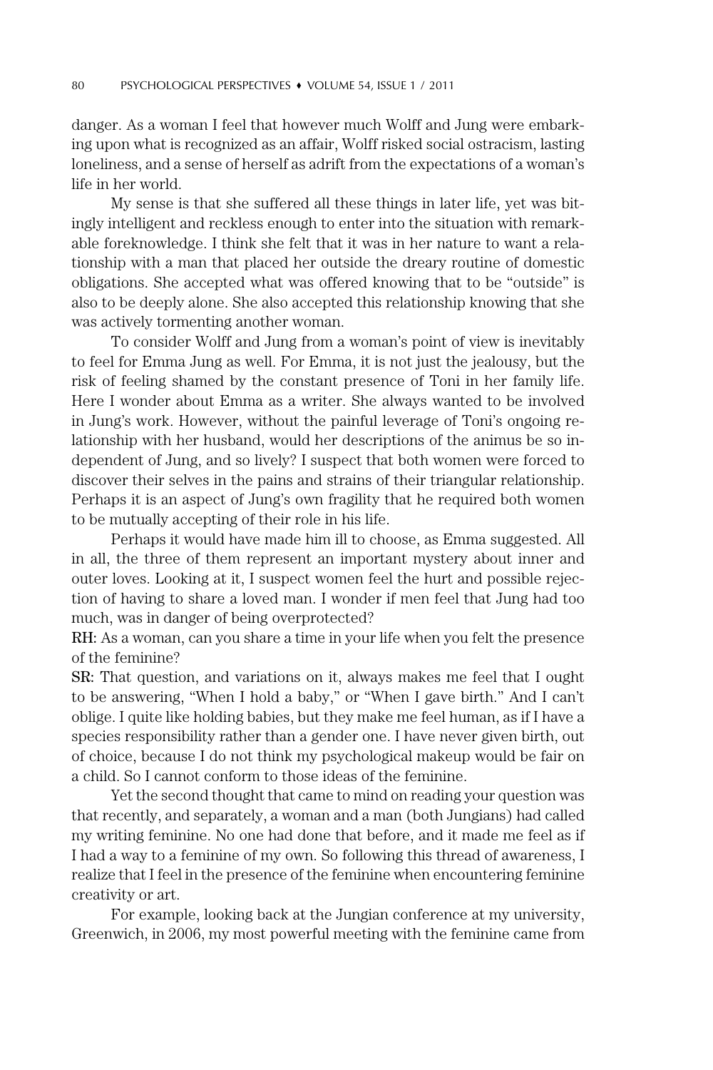danger. As a woman I feel that however much Wolff and Jung were embarking upon what is recognized as an affair, Wolff risked social ostracism, lasting loneliness, and a sense of herself as adrift from the expectations of a woman's life in her world.

My sense is that she suffered all these things in later life, yet was bitingly intelligent and reckless enough to enter into the situation with remarkable foreknowledge. I think she felt that it was in her nature to want a relationship with a man that placed her outside the dreary routine of domestic obligations. She accepted what was offered knowing that to be "outside" is also to be deeply alone. She also accepted this relationship knowing that she was actively tormenting another woman.

To consider Wolff and Jung from a woman's point of view is inevitably to feel for Emma Jung as well. For Emma, it is not just the jealousy, but the risk of feeling shamed by the constant presence of Toni in her family life. Here I wonder about Emma as a writer. She always wanted to be involved in Jung's work. However, without the painful leverage of Toni's ongoing relationship with her husband, would her descriptions of the animus be so independent of Jung, and so lively? I suspect that both women were forced to discover their selves in the pains and strains of their triangular relationship. Perhaps it is an aspect of Jung's own fragility that he required both women to be mutually accepting of their role in his life.

Perhaps it would have made him ill to choose, as Emma suggested. All in all, the three of them represent an important mystery about inner and outer loves. Looking at it, I suspect women feel the hurt and possible rejection of having to share a loved man. I wonder if men feel that Jung had too much, was in danger of being overprotected?

**RH:** As a woman, can you share a time in your life when you felt the presence of the feminine?

**SR:** That question, and variations on it, always makes me feel that I ought to be answering, "When I hold a baby," or "When I gave birth." And I can't oblige. I quite like holding babies, but they make me feel human, as if I have a species responsibility rather than a gender one. I have never given birth, out of choice, because I do not think my psychological makeup would be fair on a child. So I cannot conform to those ideas of the feminine.

Yet the second thought that came to mind on reading your question was that recently, and separately, a woman and a man (both Jungians) had called my writing feminine. No one had done that before, and it made me feel as if I had a way to a feminine of my own. So following this thread of awareness, I realize that I feel in the presence of the feminine when encountering feminine creativity or art.

For example, looking back at the Jungian conference at my university, Greenwich, in 2006, my most powerful meeting with the feminine came from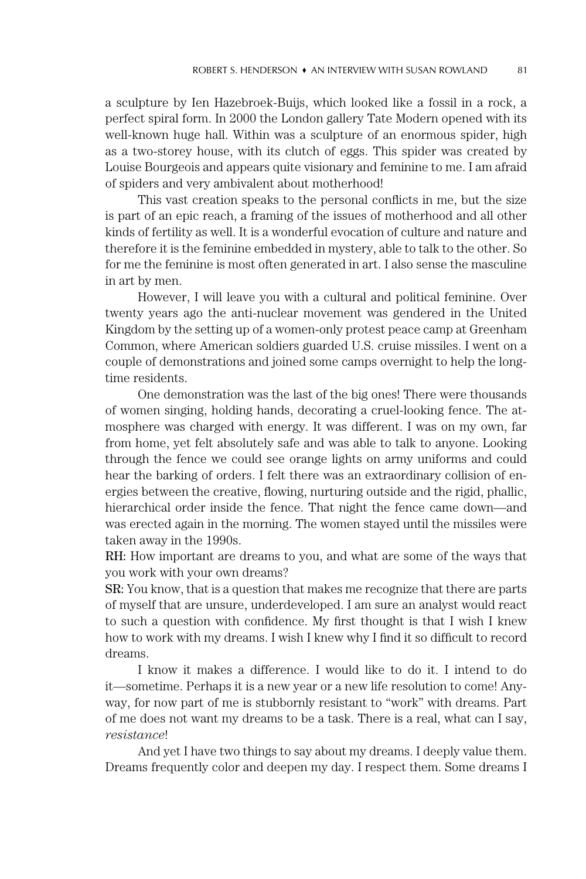a sculpture by Ien Hazebroek-Buijs, which looked like a fossil in a rock, a perfect spiral form. In 2000 the London gallery Tate Modern opened with its well-known huge hall. Within was a sculpture of an enormous spider, high as a two-storey house, with its clutch of eggs. This spider was created by Louise Bourgeois and appears quite visionary and feminine to me. I am afraid of spiders and very ambivalent about motherhood!

This vast creation speaks to the personal conflicts in me, but the size is part of an epic reach, a framing of the issues of motherhood and all other kinds of fertility as well. It is a wonderful evocation of culture and nature and therefore it is the feminine embedded in mystery, able to talk to the other. So for me the feminine is most often generated in art. I also sense the masculine in art by men.

However, I will leave you with a cultural and political feminine. Over twenty years ago the anti-nuclear movement was gendered in the United Kingdom by the setting up of a women-only protest peace camp at Greenham Common, where American soldiers guarded U.S. cruise missiles. I went on a couple of demonstrations and joined some camps overnight to help the long-time residents.

One demonstration was the last of the big ones! There were thousands of women singing, holding hands, decorating a cruel-looking fence. The atmosphere was charged with energy. It was different. I was on my own, far from home, yet felt absolutely safe and was able to talk to anyone. Looking through the fence we could see orange lights on army uniforms and could hear the barking of orders. I felt there was an extraordinary collision of energies between the creative, flowing, nurturing outside and the rigid, phallic, hierarchical order inside the fence. That night the fence came down—and was erected again in the morning. The women stayed until the missiles were taken away in the 1990s.

**RH:** How important are dreams to you, and what are some of the ways that you work with your own dreams?

**SR:** You know, that is a question that makes me recognize that there are parts of myself that are unsure, underdeveloped. I am sure an analyst would react to such a question with confidence. My first thought is that I wish I knew how to work with my dreams. I wish I knew why I find it so difficult to record dreams.

I know it makes a difference. I would like to do it. I intend to do it—sometime. Perhaps it is a new year or a new life resolution to come! Anyway, for now part of me is stubbornly resistant to "work" with dreams. Part of me does not want my dreams to be a task. There is a real, what can I say, *resistance*!

And yet I have two things to say about my dreams. I deeply value them. Dreams frequently color and deepen my day. I respect them. Some dreams I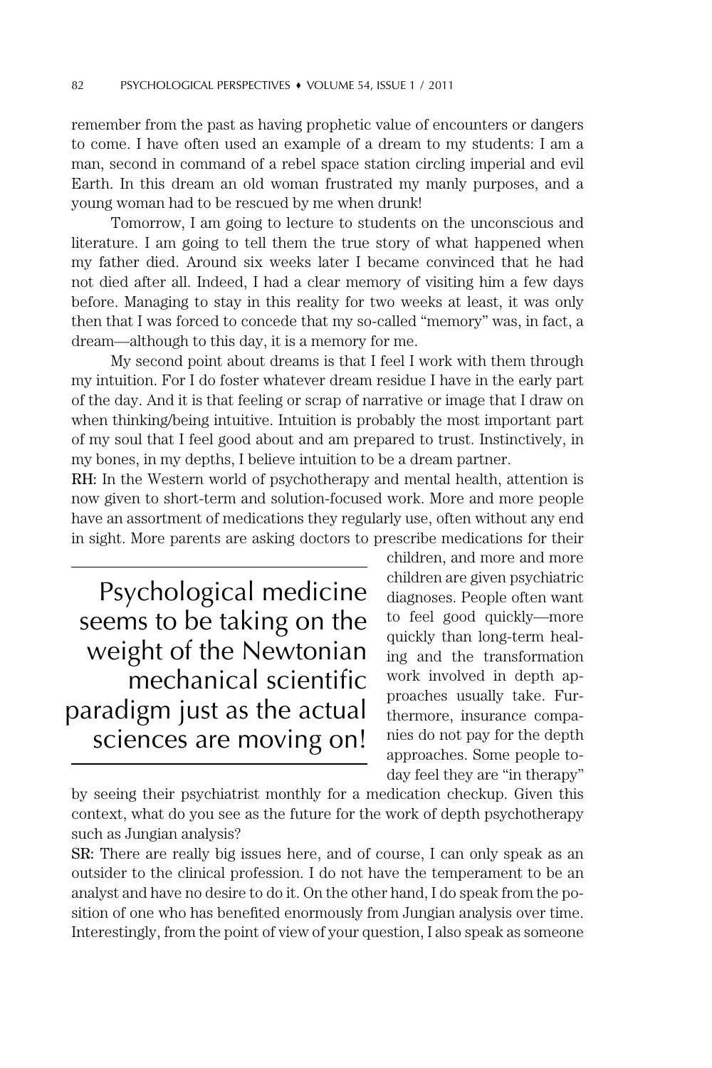remember from the past as having prophetic value of encounters or dangers to come. I have often used an example of a dream to my students: I am a man, second in command of a rebel space station circling imperial and evil Earth. In this dream an old woman frustrated my manly purposes, and a young woman had to be rescued by me when drunk!

Tomorrow, I am going to lecture to students on the unconscious and literature. I am going to tell them the true story of what happened when my father died. Around six weeks later I became convinced that he had not died after all. Indeed, I had a clear memory of visiting him a few days before. Managing to stay in this reality for two weeks at least, it was only then that I was forced to concede that my so-called "memory" was, in fact, a dream—although to this day, it is a memory for me.

My second point about dreams is that I feel I work with them through my intuition. For I do foster whatever dream residue I have in the early part of the day. And it is that feeling or scrap of narrative or image that I draw on when thinking/being intuitive. Intuition is probably the most important part of my soul that I feel good about and am prepared to trust. Instinctively, in my bones, in my depths, I believe intuition to be a dream partner.

**RH:** In the Western world of psychotherapy and mental health, attention is now given to short-term and solution-focused work. More and more people have an assortment of medications they regularly use, often without any end in sight. More parents are asking doctors to prescribe medications for their children, and more and more children are given psychiatric diagnoses. People often want to feel good quickly—more quickly than long-term healing and the transformation work involved in depth approaches usually take. Furthermore, insurance companies do not pay for the depth approaches. Some people today feel they are "in therapy" by seeing their psychiatrist monthly for a medication checkup. Given this context, what do you see as the future for the work of depth psychotherapy such as Jungian analysis?

> Psychological medicine seems to be taking on the weight of the Newtonian mechanical scientific paradigm just as the actual sciences are moving on!

**SR:** There are really big issues here, and of course, I can only speak as an outsider to the clinical profession. I do not have the temperament to be an analyst and have no desire to do it. On the other hand, I do speak from the position of one who has benefited enormously from Jungian analysis over time. Interestingly, from the point of view of your question, I also speak as someone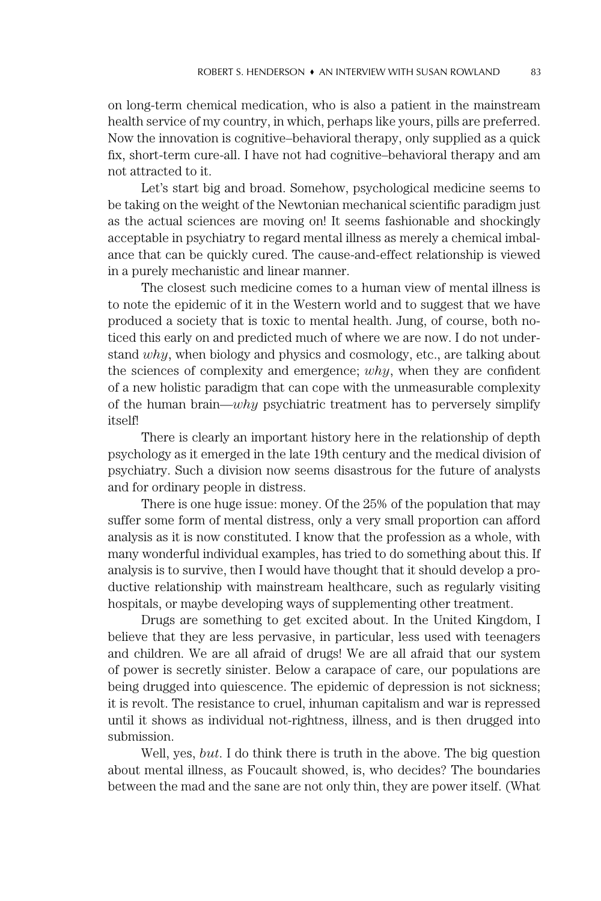on long-term chemical medication, who is also a patient in the mainstream health service of my country, in which, perhaps like yours, pills are preferred. Now the innovation is cognitive–behavioral therapy, only supplied as a quick fix, short-term cure-all. I have not had cognitive–behavioral therapy and am not attracted to it.

Let's start big and broad. Somehow, psychological medicine seems to be taking on the weight of the Newtonian mechanical scientific paradigm just as the actual sciences are moving on! It seems fashionable and shockingly acceptable in psychiatry to regard mental illness as merely a chemical imbalance that can be quickly cured. The cause-and-effect relationship is viewed in a purely mechanistic and linear manner.

The closest such medicine comes to a human view of mental illness is to note the epidemic of it in the Western world and to suggest that we have produced a society that is toxic to mental health. Jung, of course, both noticed this early on and predicted much of where we are now. I do not understand *why*, when biology and physics and cosmology, etc., are talking about the sciences of complexity and emergence; *why*, when they are confident of a new holistic paradigm that can cope with the unmeasurable complexity of the human brain—*why* psychiatric treatment has to perversely simplify itself!

There is clearly an important history here in the relationship of depth psychology as it emerged in the late 19th century and the medical division of psychiatry. Such a division now seems disastrous for the future of analysts and for ordinary people in distress.

There is one huge issue: money. Of the 25% of the population that may suffer some form of mental distress, only a very small proportion can afford analysis as it is now constituted. I know that the profession as a whole, with many wonderful individual examples, has tried to do something about this. If analysis is to survive, then I would have thought that it should develop a productive relationship with mainstream healthcare, such as regularly visiting hospitals, or maybe developing ways of supplementing other treatment.

Drugs are something to get excited about. In the United Kingdom, I believe that they are less pervasive, in particular, less used with teenagers and children. We are all afraid of drugs! We are all afraid that our system of power is secretly sinister. Below a carapace of care, our populations are being drugged into quiescence. The epidemic of depression is not sickness; it is revolt. The resistance to cruel, inhuman capitalism and war is repressed until it shows as individual not-rightness, illness, and is then drugged into submission.

Well, yes, *but*. I do think there is truth in the above. The big question about mental illness, as Foucault showed, is, who decides? The boundaries between the mad and the sane are not only thin, they are power itself. (What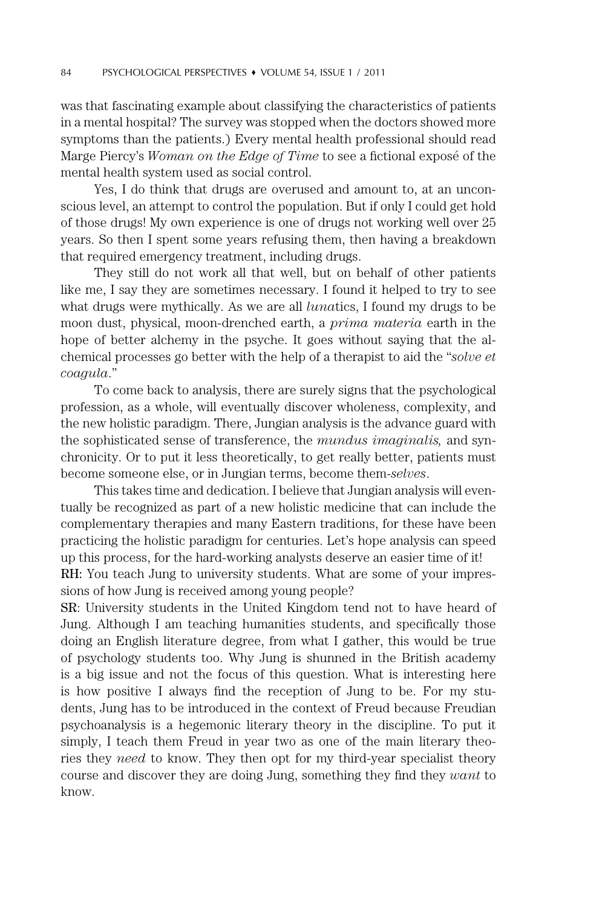was that fascinating example about classifying the characteristics of patients in a mental hospital? The survey was stopped when the doctors showed more symptoms than the patients.) Every mental health professional should read Marge Piercy's *Woman on the Edge of Time* to see a fictional exposé of the mental health system used as social control.

Yes, I do think that drugs are overused and amount to, at an unconscious level, an attempt to control the population. But if only I could get hold of those drugs! My own experience is one of drugs not working well over 25 years. So then I spent some years refusing them, then having a breakdown that required emergency treatment, including drugs.

They still do not work all that well, but on behalf of other patients like me, I say they are sometimes necessary. I found it helped to try to see what drugs were mythically. As we are all *luna*tics, I found my drugs to be moon dust, physical, moon-drenched earth, a *prima materia* earth in the hope of better alchemy in the psyche. It goes without saying that the alchemical processes go better with the help of a therapist to aid the "*solve et coagula*."

To come back to analysis, there are surely signs that the psychological profession, as a whole, will eventually discover wholeness, complexity, and the new holistic paradigm. There, Jungian analysis is the advance guard with the sophisticated sense of transference, the *mundus imaginalis,* and synchronicity. Or to put it less theoretically, to get really better, patients must become someone else, or in Jungian terms, become them-*selves*.

This takes time and dedication. I believe that Jungian analysis will eventually be recognized as part of a new holistic medicine that can include the complementary therapies and many Eastern traditions, for these have been practicing the holistic paradigm for centuries. Let's hope analysis can speed up this process, for the hard-working analysts deserve an easier time of it!

**RH:** You teach Jung to university students. What are some of your impressions of how Jung is received among young people?

**SR**: University students in the United Kingdom tend not to have heard of Jung. Although I am teaching humanities students, and specifically those doing an English literature degree, from what I gather, this would be true of psychology students too. Why Jung is shunned in the British academy is a big issue and not the focus of this question. What is interesting here is how positive I always find the reception of Jung to be. For my students, Jung has to be introduced in the context of Freud because Freudian psychoanalysis is a hegemonic literary theory in the discipline. To put it simply, I teach them Freud in year two as one of the main literary theories they *need* to know. They then opt for my third-year specialist theory course and discover they are doing Jung, something they find they *want* to know.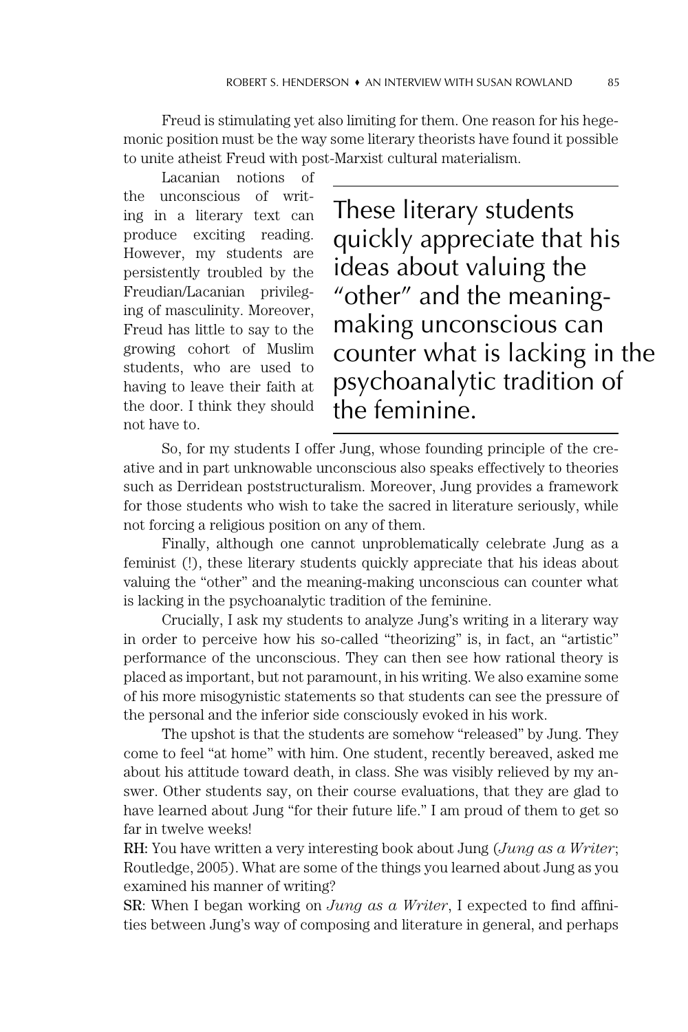Freud is stimulating yet also limiting for them. One reason for his hegemonic position must be the way some literary theorists have found it possible to unite atheist Freud with post-Marxist cultural materialism.

Lacanian notions of the unconscious of writing in a literary text can produce exciting reading. However, my students are persistently troubled by the Freudian/Lacanian privileging of masculinity. Moreover, Freud has little to say to the growing cohort of Muslim students, who are used to having to leave their faith at the door. I think they should not have to.

> These literary students quickly appreciate that his ideas about valuing the "other" and the meaning-making unconscious can counter what is lacking in the psychoanalytic tradition of the feminine.

So, for my students I offer Jung, whose founding principle of the creative and in part unknowable unconscious also speaks effectively to theories such as Derridean poststructuralism. Moreover, Jung provides a framework for those students who wish to take the sacred in literature seriously, while not forcing a religious position on any of them.

Finally, although one cannot unproblematically celebrate Jung as a feminist (!), these literary students quickly appreciate that his ideas about valuing the "other" and the meaning-making unconscious can counter what is lacking in the psychoanalytic tradition of the feminine.

Crucially, I ask my students to analyze Jung's writing in a literary way in order to perceive how his so-called "theorizing" is, in fact, an "artistic" performance of the unconscious. They can then see how rational theory is placed as important, but not paramount, in his writing. We also examine some of his more misogynistic statements so that students can see the pressure of the personal and the inferior side consciously evoked in his work.

The upshot is that the students are somehow "released" by Jung. They come to feel "at home" with him. One student, recently bereaved, asked me about his attitude toward death, in class. She was visibly relieved by my answer. Other students say, on their course evaluations, that they are glad to have learned about Jung "for their future life." I am proud of them to get so far in twelve weeks!

**RH:** You have written a very interesting book about Jung (*Jung as a Writer*; Routledge, 2005). What are some of the things you learned about Jung as you examined his manner of writing?

**SR**: When I began working on *Jung as a Writer*, I expected to find affinities between Jung's way of composing and literature in general, and perhaps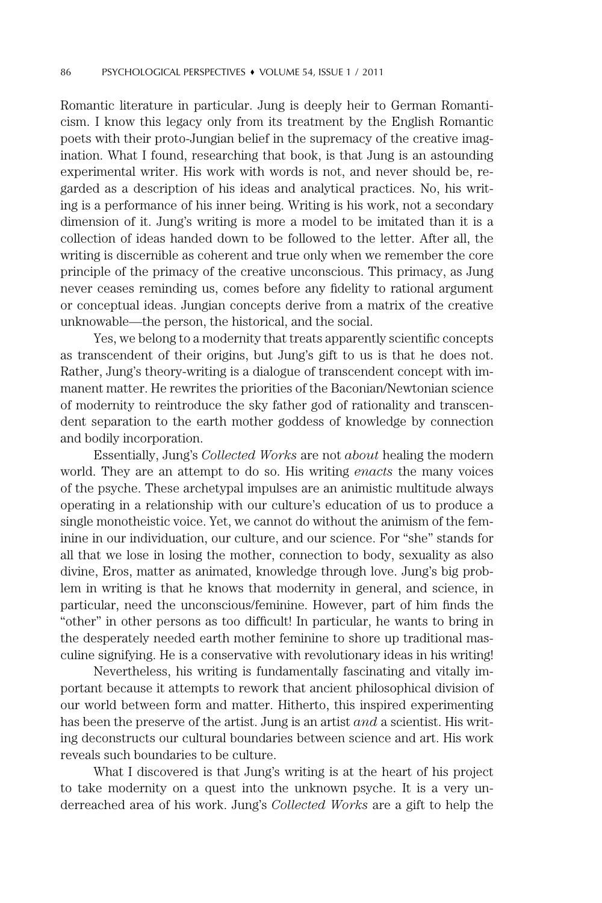Romantic literature in particular. Jung is deeply heir to German Romanticism. I know this legacy only from its treatment by the English Romantic poets with their proto-Jungian belief in the supremacy of the creative imagination. What I found, researching that book, is that Jung is an astounding experimental writer. His work with words is not, and never should be, regarded as a description of his ideas and analytical practices. No, his writing is a performance of his inner being. Writing is his work, not a secondary dimension of it. Jung's writing is more a model to be imitated than it is a collection of ideas handed down to be followed to the letter. After all, the writing is discernible as coherent and true only when we remember the core principle of the primacy of the creative unconscious. This primacy, as Jung never ceases reminding us, comes before any fidelity to rational argument or conceptual ideas. Jungian concepts derive from a matrix of the creative unknowable—the person, the historical, and the social.

Yes, we belong to a modernity that treats apparently scientific concepts as transcendent of their origins, but Jung's gift to us is that he does not. Rather, Jung's theory-writing is a dialogue of transcendent concept with immanent matter. He rewrites the priorities of the Baconian/Newtonian science of modernity to reintroduce the sky father god of rationality and transcendent separation to the earth mother goddess of knowledge by connection and bodily incorporation.

Essentially, Jung's *Collected Works* are not *about* healing the modern world. They are an attempt to do so. His writing *enacts* the many voices of the psyche. These archetypal impulses are an animistic multitude always operating in a relationship with our culture's education of us to produce a single monotheistic voice. Yet, we cannot do without the animism of the feminine in our individuation, our culture, and our science. For "she" stands for all that we lose in losing the mother, connection to body, sexuality as also divine, Eros, matter as animated, knowledge through love. Jung's big problem in writing is that he knows that modernity in general, and science, in particular, need the unconscious/feminine. However, part of him finds the "other" in other persons as too difficult! In particular, he wants to bring in the desperately needed earth mother feminine to shore up traditional masculine signifying. He is a conservative with revolutionary ideas in his writing!

Nevertheless, his writing is fundamentally fascinating and vitally important because it attempts to rework that ancient philosophical division of our world between form and matter. Hitherto, this inspired experimenting has been the preserve of the artist. Jung is an artist *and* a scientist. His writing deconstructs our cultural boundaries between science and art. His work reveals such boundaries to be culture.

What I discovered is that Jung's writing is at the heart of his project to take modernity on a quest into the unknown psyche. It is a very underreached area of his work. Jung's *Collected Works* are a gift to help the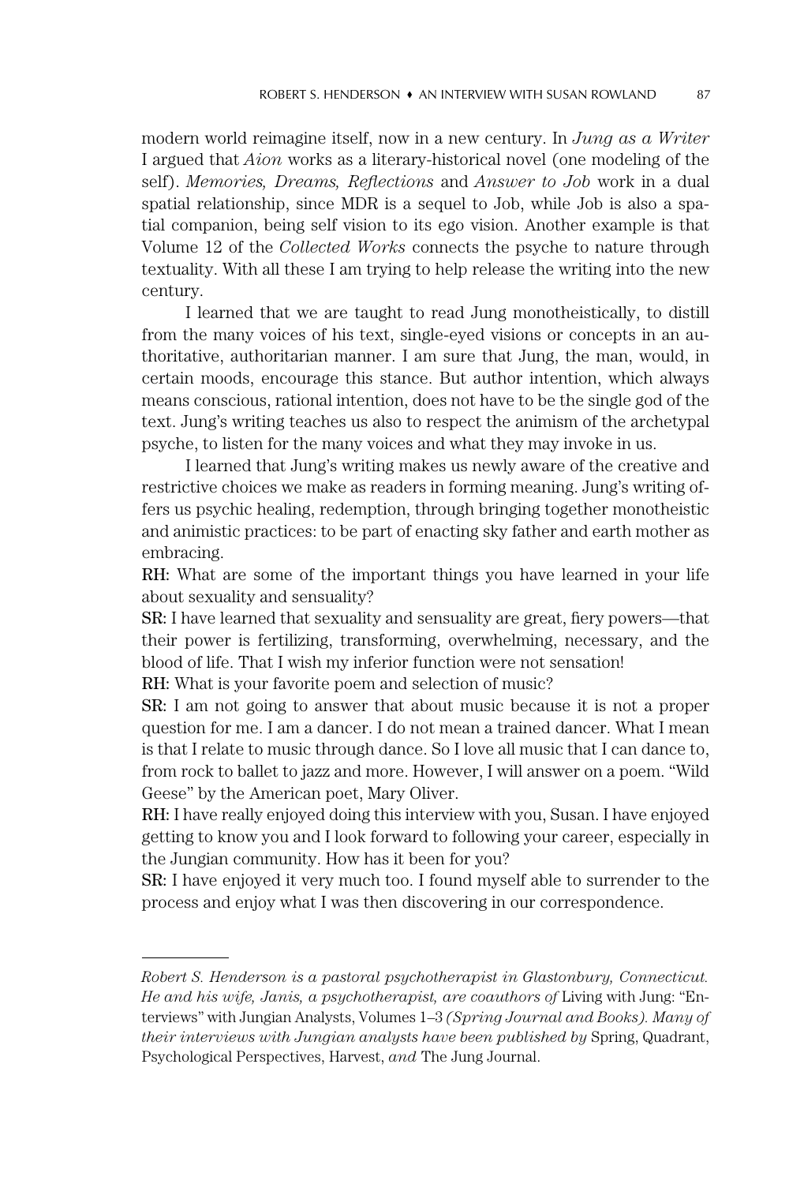modern world reimagine itself, now in a new century. In *Jung as a Writer* I argued that *Aion* works as a literary-historical novel (one modeling of the self). *Memories, Dreams, Reflections* and *Answer to Job* work in a dual spatial relationship, since MDR is a sequel to Job, while Job is also a spatial companion, being self vision to its ego vision. Another example is that Volume 12 of the *Collected Works* connects the psyche to nature through textuality. With all these I am trying to help release the writing into the new century.

I learned that we are taught to read Jung monotheistically, to distill from the many voices of his text, single-eyed visions or concepts in an authoritative, authoritarian manner. I am sure that Jung, the man, would, in certain moods, encourage this stance. But author intention, which always means conscious, rational intention, does not have to be the single god of the text. Jung's writing teaches us also to respect the animism of the archetypal psyche, to listen for the many voices and what they may invoke in us.

I learned that Jung's writing makes us newly aware of the creative and restrictive choices we make as readers in forming meaning. Jung's writing offers us psychic healing, redemption, through bringing together monotheistic and animistic practices: to be part of enacting sky father and earth mother as embracing.

**RH:** What are some of the important things you have learned in your life about sexuality and sensuality?

**SR:** I have learned that sexuality and sensuality are great, fiery powers—that their power is fertilizing, transforming, overwhelming, necessary, and the blood of life. That I wish my inferior function were not sensation!

**RH:** What is your favorite poem and selection of music?

**SR:** I am not going to answer that about music because it is not a proper question for me. I am a dancer. I do not mean a trained dancer. What I mean is that I relate to music through dance. So I love all music that I can dance to, from rock to ballet to jazz and more. However, I will answer on a poem. "Wild Geese" by the American poet, Mary Oliver.

**RH:** I have really enjoyed doing this interview with you, Susan. I have enjoyed getting to know you and I look forward to following your career, especially in the Jungian community. How has it been for you?

**SR:** I have enjoyed it very much too. I found myself able to surrender to the process and enjoy what I was then discovering in our correspondence.

---

*Robert S. Henderson is a pastoral psychotherapist in Glastonbury, Connecticut. He and his wife, Janis, a psychotherapist, are coauthors of* Living with Jung: "Enterviews" with Jungian Analysts, Volumes 1–3 *(Spring Journal and Books). Many of their interviews with Jungian analysts have been published by* Spring, Quadrant, Psychological Perspectives, Harvest, *and* The Jung Journal.